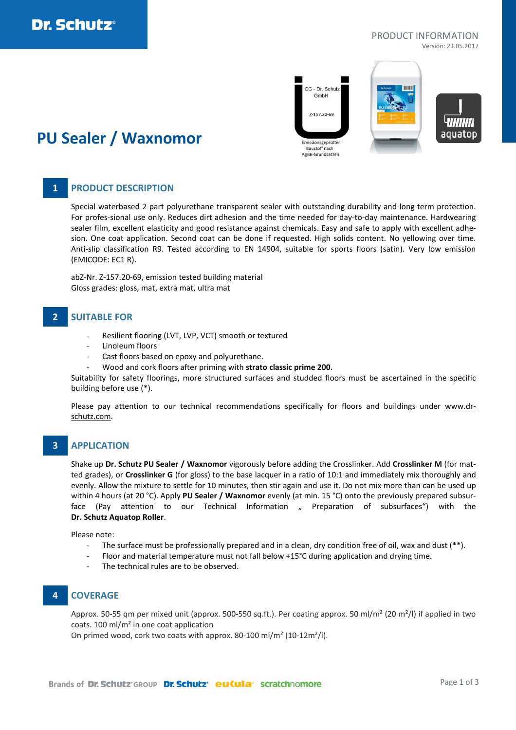PRODUCT INFORMATION

Version: 23.05.2017

# PU Sealer / Waxnomor

CC - Dr. Schutz GmbH
Z-157.20-69
Emissionsgeprüfter Baustoff nach AgBB-Grundsätzen

aquatop

## 1 PRODUCT DESCRIPTION

Special waterbased 2 part polyurethane transparent sealer with outstanding durability and long term protection. For profes-sional use only. Reduces dirt adhesion and the time needed for day-to-day maintenance. Hardwearing sealer film, excellent elasticity and good resistance against chemicals. Easy and safe to apply with excellent adhe-sion. One coat application. Second coat can be done if requested. High solids content. No yellowing over time. Anti-slip classification R9. Tested according to EN 14904, suitable for sports floors (satin). Very low emission (EMICODE: EC1 R).

abZ-Nr. Z-157.20-69, emission tested building material
Gloss grades: gloss, mat, extra mat, ultra mat

## 2 SUITABLE FOR

- Resilient flooring (LVT, LVP, VCT) smooth or textured
- Linoleum floors
- Cast floors based on epoxy and polyurethane.
- Wood and cork floors after priming with **strato classic prime 200**.

Suitability for safety floorings, more structured surfaces and studded floors must be ascertained in the specific building before use (*).

Please pay attention to our technical recommendations specifically for floors and buildings under www.dr-schutz.com.

## 3 APPLICATION

Shake up **Dr. Schutz PU Sealer / Waxnomor** vigorously before adding the Crosslinker. Add **Crosslinker M** (for mat-ted grades), or **Crosslinker G** (for gloss) to the base lacquer in a ratio of 10:1 and immediately mix thoroughly and evenly. Allow the mixture to settle for 10 minutes, then stir again and use it. Do not mix more than can be used up within 4 hours (at 20 °C). Apply **PU Sealer / Waxnomor** evenly (at min. 15 °C) onto the previously prepared subsur-face (Pay attention to our Technical Information „ Preparation of subsurfaces“) with the **Dr. Schutz Aquatop Roller**.

Please note:

- The surface must be professionally prepared and in a clean, dry condition free of oil, wax and dust (**).
- Floor and material temperature must not fall below +15°C during application and drying time.
- The technical rules are to be observed.

## 4 COVERAGE

Approx. 50-55 qm per mixed unit (approx. 500-550 sq.ft.). Per coating approx. 50 ml/m² (20 m²/l) if applied in two coats. 100 ml/m² in one coat application
On primed wood, cork two coats with approx. 80-100 ml/m² (10-12m²/l).

Brands of Dr. Schutz GROUP Dr. Schutz eukula scratchnomore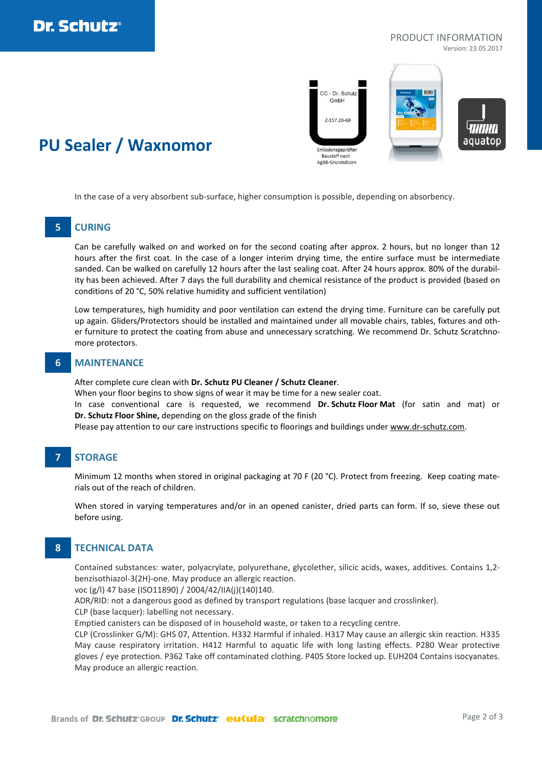# PU Sealer / Waxnomor

CC - Dr. Schutz GmbH

Z-157.20-69

Emissionsgeprüfter Baustoff nach AgBB-Grundsätzen

aquatop

In the case of a very absorbent sub-surface, higher consumption is possible, depending on absorbency.

## 5 CURING

Can be carefully walked on and worked on for the second coating after approx. 2 hours, but no longer than 12 hours after the first coat. In the case of a longer interim drying time, the entire surface must be intermediate sanded. Can be walked on carefully 12 hours after the last sealing coat. After 24 hours approx. 80% of the durability has been achieved. After 7 days the full durability and chemical resistance of the product is provided (based on conditions of 20 °C, 50% relative humidity and sufficient ventilation)

Low temperatures, high humidity and poor ventilation can extend the drying time. Furniture can be carefully put up again. Gliders/Protectors should be installed and maintained under all movable chairs, tables, fixtures and other furniture to protect the coating from abuse and unnecessary scratching. We recommend Dr. Schutz Scratchnomore protectors.

## 6 MAINTENANCE

After complete cure clean with **Dr. Schutz PU Cleaner / Schutz Cleaner**.
When your floor begins to show signs of wear it may be time for a new sealer coat.
In case conventional care is requested, we recommend **Dr. Schutz Floor Mat** (for satin and mat) or **Dr. Schutz Floor Shine,** depending on the gloss grade of the finish
Please pay attention to our care instructions specific to floorings and buildings under www.dr-schutz.com.

## 7 STORAGE

Minimum 12 months when stored in original packaging at 70 F (20 °C). Protect from freezing. Keep coating materials out of the reach of children.

When stored in varying temperatures and/or in an opened canister, dried parts can form. If so, sieve these out before using.

## 8 TECHNICAL DATA

Contained substances: water, polyacrylate, polyurethane, glycolether, silicic acids, waxes, additives. Contains 1,2-benzisothiazol-3(2H)-one. May produce an allergic reaction.
voc (g/l) 47 base (ISO11890) / 2004/42/IIA(j)(140)140.
ADR/RID: not a dangerous good as defined by transport regulations (base lacquer and crosslinker).
CLP (base lacquer): labelling not necessary.
Emptied canisters can be disposed of in household waste, or taken to a recycling centre.
CLP (Crosslinker G/M): GHS 07, Attention. H332 Harmful if inhaled. H317 May cause an allergic skin reaction. H335 May cause respiratory irritation. H412 Harmful to aquatic life with long lasting effects. P280 Wear protective gloves / eye protection. P362 Take off contaminated clothing. P405 Store locked up. EUH204 Contains isocyanates. May produce an allergic reaction.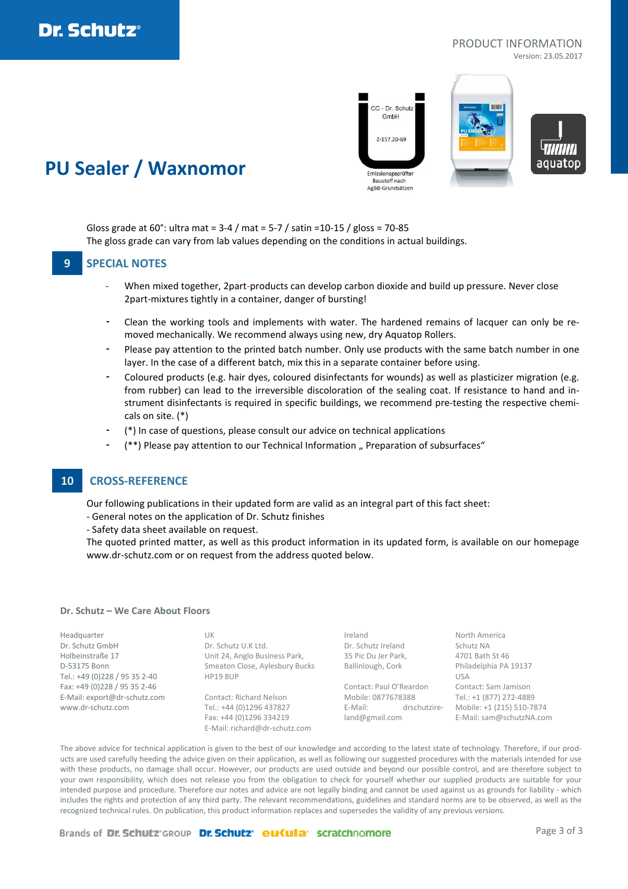# PU Sealer / Waxnomor

Gloss grade at 60°: ultra mat = 3-4 / mat = 5-7 / satin =10-15 / gloss = 70-85
The gloss grade can vary from lab values depending on the conditions in actual buildings.

## 9 SPECIAL NOTES

- When mixed together, 2part-products can develop carbon dioxide and build up pressure. Never close 2part-mixtures tightly in a container, danger of bursting!
- Clean the working tools and implements with water. The hardened remains of lacquer can only be removed mechanically. We recommend always using new, dry Aquatop Rollers.
- Please pay attention to the printed batch number. Only use products with the same batch number in one layer. In the case of a different batch, mix this in a separate container before using.
- Coloured products (e.g. hair dyes, coloured disinfectants for wounds) as well as plasticizer migration (e.g. from rubber) can lead to the irreversible discoloration of the sealing coat. If resistance to hand and instrument disinfectants is required in specific buildings, we recommend pre-testing the respective chemicals on site. (*)
- (*) In case of questions, please consult our advice on technical applications
- (**) Please pay attention to our Technical Information „ Preparation of subsurfaces“

## 10 CROSS-REFERENCE

Our following publications in their updated form are valid as an integral part of this fact sheet:
- General notes on the application of Dr. Schutz finishes
- Safety data sheet available on request.

The quoted printed matter, as well as this product information in its updated form, is available on our homepage www.dr-schutz.com or on request from the address quoted below.

**Dr. Schutz – We Care About Floors**

Headquarter
Dr. Schutz GmbH
Holbeinstraße 17
D-53175 Bonn
Tel.: +49 (0)228 / 95 35 2-40
Fax: +49 (0)228 / 95 35 2-46
E-Mail: export@dr-schutz.com
www.dr-schutz.com

UK
Dr. Schutz U.K Ltd.
Unit 24, Anglo Business Park,
Smeaton Close, Aylesbury Bucks
HP19 8UP

Contact: Richard Nelson
Tel.: +44 (0)1296 437827
Fax: +44 (0)1296 334219
E-Mail: richard@dr-schutz.com

Ireland
Dr. Schutz Ireland
35 Pic Du Jer Park,
Ballinlough, Cork

Contact: Paul O'Reardon
Mobile: 0877678388
E-Mail: drschutzireland@gmail.com

North America
Schutz NA
4701 Bath St 46
Philadelphia PA 19137
USA
Contact: Sam Jamison
Tel.: +1 (877) 272-4889
Mobile: +1 (215) 510-7874
E-Mail: sam@schutzNA.com

The above advice for technical application is given to the best of our knowledge and according to the latest state of technology. Therefore, if our products are used carefully heeding the advice given on their application, as well as following our suggested procedures with the materials intended for use with these products, no damage shall occur. However, our products are used outside and beyond our possible control, and are therefore subject to your own responsibility, which does not release you from the obligation to check for yourself whether our supplied products are suitable for your intended purpose and procedure. Therefore our notes and advice are not legally binding and cannot be used against us as grounds for liability - which includes the rights and protection of any third party. The relevant recommendations, guidelines and standard norms are to be observed, as well as the recognized technical rules. On publication, this product information replaces and supersedes the validity of any previous versions.